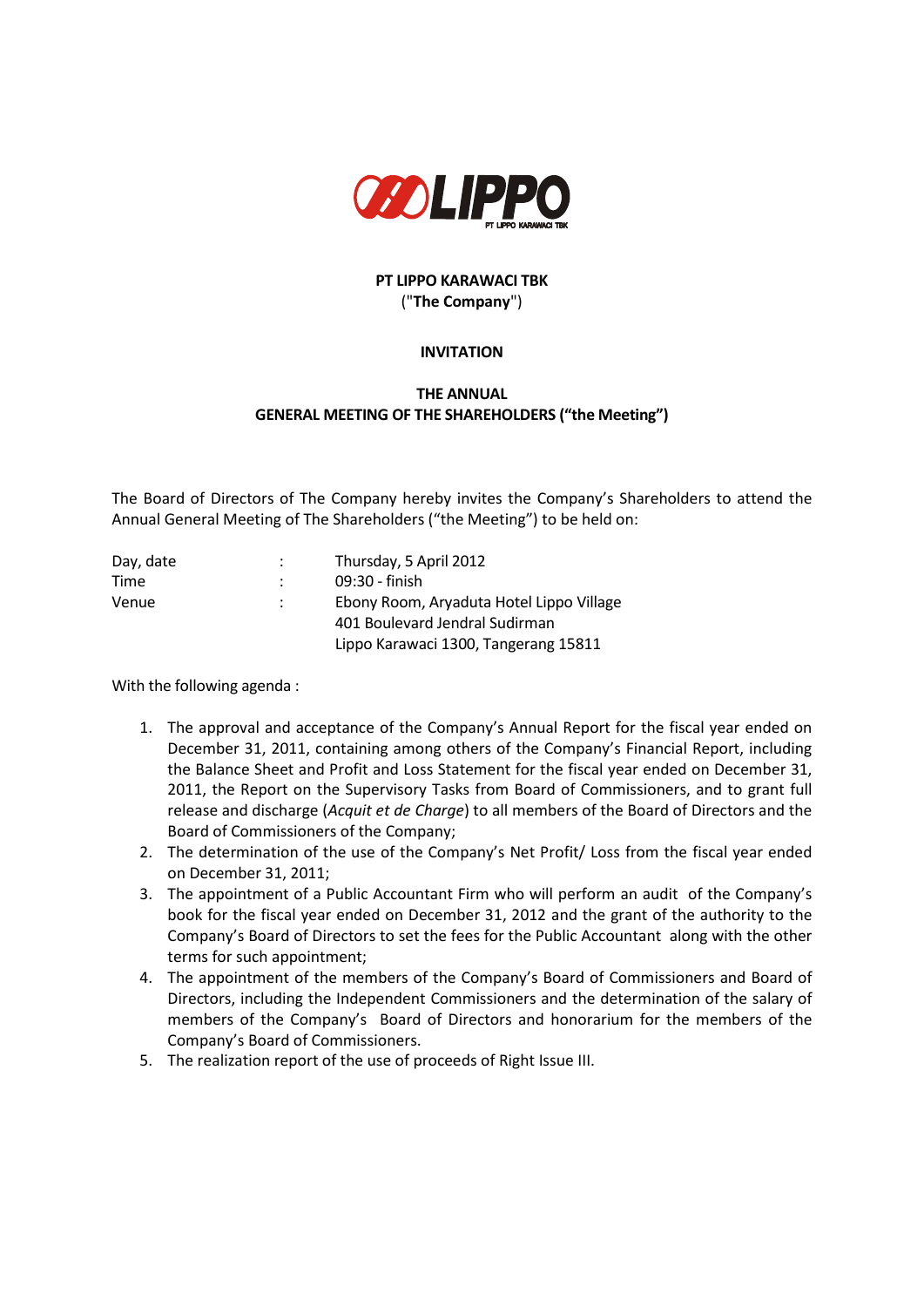**PT LIPPO KARAWACI TBK**
("**The Company**")

**INVITATION**

**THE ANNUAL**
**GENERAL MEETING OF THE SHAREHOLDERS ("the Meeting")**

The Board of Directors of The Company hereby invites the Company's Shareholders to attend the Annual General Meeting of The Shareholders ("the Meeting") to be held on:

| | | |
|---|---|---|
| Day, date | : | Thursday, 5 April 2012 |
| Time | : | 09:30 - finish |
| Venue | : | Ebony Room, Aryaduta Hotel Lippo Village<br>401 Boulevard Jendral Sudirman<br>Lippo Karawaci 1300, Tangerang 15811 |

With the following agenda :

1. The approval and acceptance of the Company's Annual Report for the fiscal year ended on December 31, 2011, containing among others of the Company's Financial Report, including the Balance Sheet and Profit and Loss Statement for the fiscal year ended on December 31, 2011, the Report on the Supervisory Tasks from Board of Commissioners, and to grant full release and discharge (*Acquit et de Charge*) to all members of the Board of Directors and the Board of Commissioners of the Company;
2. The determination of the use of the Company's Net Profit/ Loss from the fiscal year ended on December 31, 2011;
3. The appointment of a Public Accountant Firm who will perform an audit of the Company's book for the fiscal year ended on December 31, 2012 and the grant of the authority to the Company's Board of Directors to set the fees for the Public Accountant along with the other terms for such appointment;
4. The appointment of the members of the Company's Board of Commissioners and Board of Directors, including the Independent Commissioners and the determination of the salary of members of the Company's Board of Directors and honorarium for the members of the Company's Board of Commissioners.
5. The realization report of the use of proceeds of Right Issue III.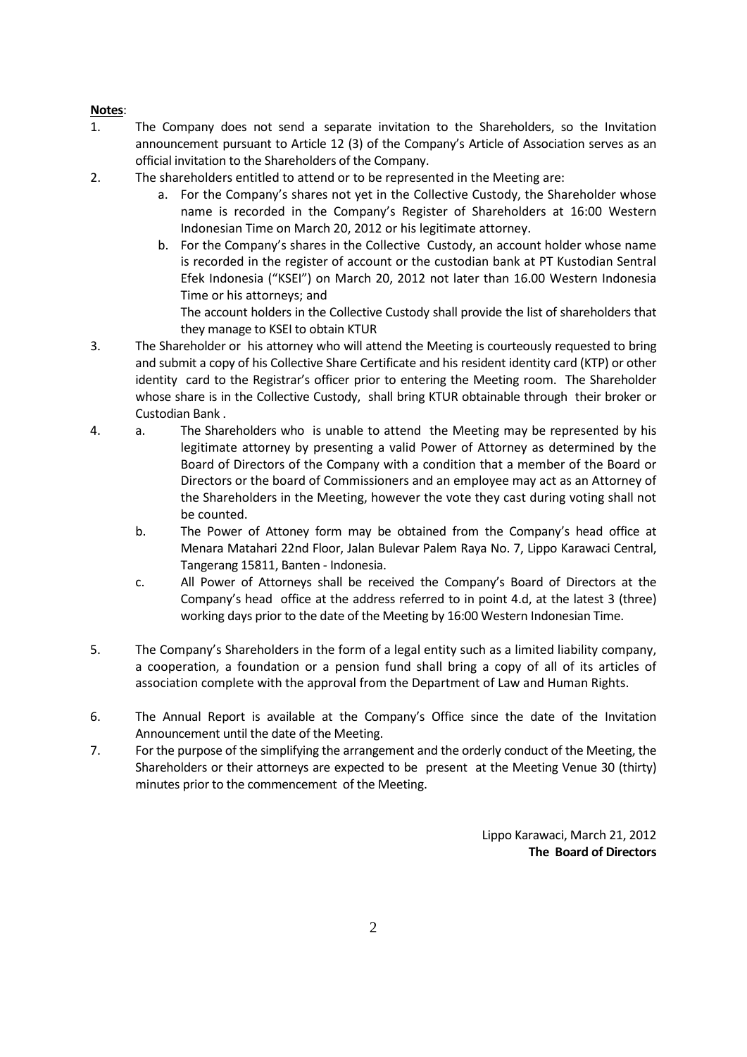**Notes**:

1. The Company does not send a separate invitation to the Shareholders, so the Invitation announcement pursuant to Article 12 (3) of the Company's Article of Association serves as an official invitation to the Shareholders of the Company.
2. The shareholders entitled to attend or to be represented in the Meeting are:
   a. For the Company's shares not yet in the Collective Custody, the Shareholder whose name is recorded in the Company's Register of Shareholders at 16:00 Western Indonesian Time on March 20, 2012 or his legitimate attorney.
   b. For the Company's shares in the Collective Custody, an account holder whose name is recorded in the register of account or the custodian bank at PT Kustodian Sentral Efek Indonesia ("KSEI") on March 20, 2012 not later than 16.00 Western Indonesia Time or his attorneys; and
   The account holders in the Collective Custody shall provide the list of shareholders that they manage to KSEI to obtain KTUR
3. The Shareholder or his attorney who will attend the Meeting is courteously requested to bring and submit a copy of his Collective Share Certificate and his resident identity card (KTP) or other identity card to the Registrar's officer prior to entering the Meeting room. The Shareholder whose share is in the Collective Custody, shall bring KTUR obtainable through their broker or Custodian Bank .
4. a. The Shareholders who is unable to attend the Meeting may be represented by his legitimate attorney by presenting a valid Power of Attorney as determined by the Board of Directors of the Company with a condition that a member of the Board or Directors or the board of Commissioners and an employee may act as an Attorney of the Shareholders in the Meeting, however the vote they cast during voting shall not be counted.
   b. The Power of Attoney form may be obtained from the Company's head office at Menara Matahari 22nd Floor, Jalan Bulevar Palem Raya No. 7, Lippo Karawaci Central, Tangerang 15811, Banten - Indonesia.
   c. All Power of Attorneys shall be received the Company's Board of Directors at the Company's head office at the address referred to in point 4.d, at the latest 3 (three) working days prior to the date of the Meeting by 16:00 Western Indonesian Time.
5. The Company's Shareholders in the form of a legal entity such as a limited liability company, a cooperation, a foundation or a pension fund shall bring a copy of all of its articles of association complete with the approval from the Department of Law and Human Rights.
6. The Annual Report is available at the Company's Office since the date of the Invitation Announcement until the date of the Meeting.
7. For the purpose of the simplifying the arrangement and the orderly conduct of the Meeting, the Shareholders or their attorneys are expected to be present at the Meeting Venue 30 (thirty) minutes prior to the commencement of the Meeting.

Lippo Karawaci, March 21, 2012
**The Board of Directors**